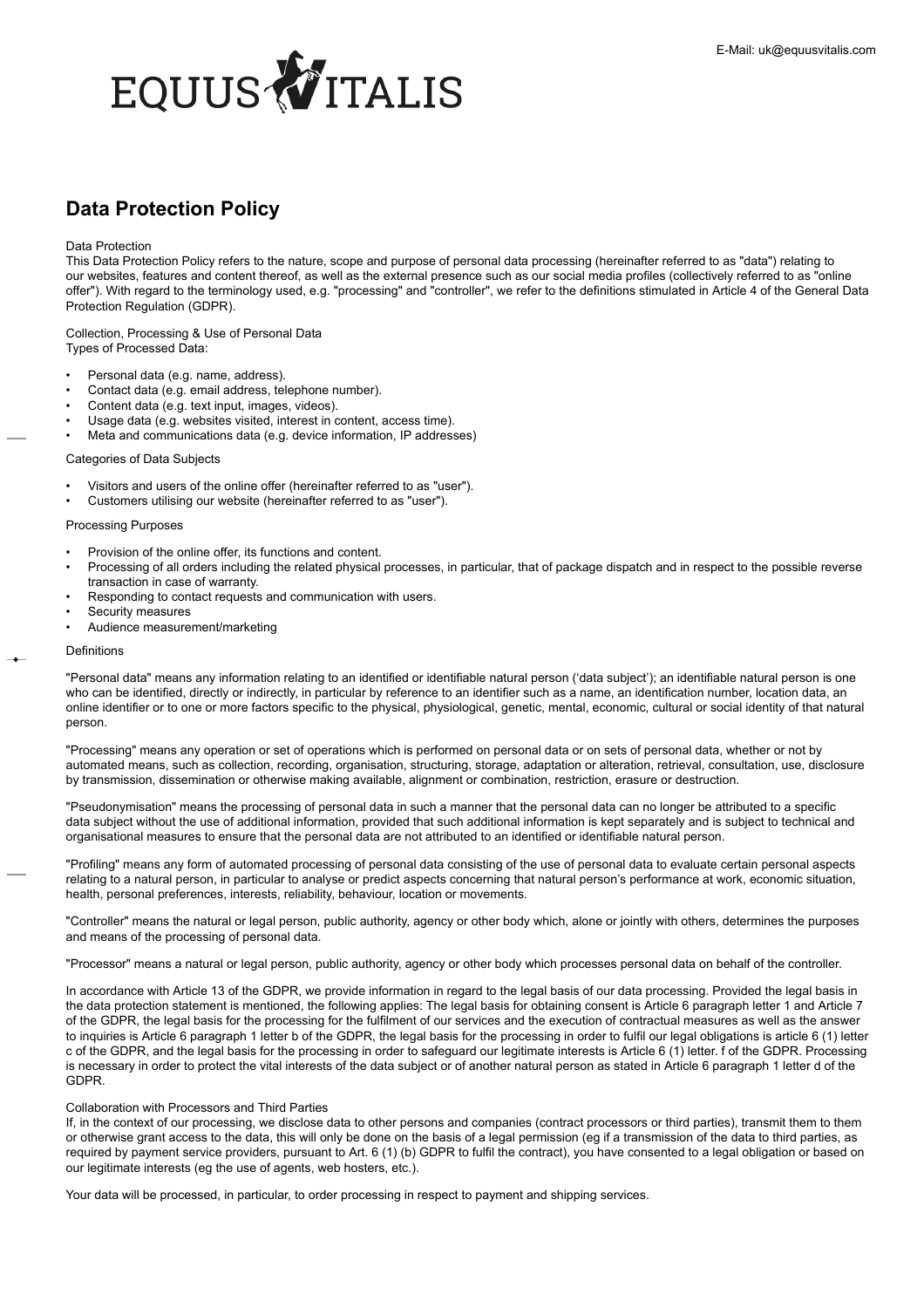E-Mail: uk@equusvitalis.com

EQUUS VITALIS

# Data Protection Policy

Data Protection

This Data Protection Policy refers to the nature, scope and purpose of personal data processing (hereinafter referred to as "data") relating to our websites, features and content thereof, as well as the external presence such as our social media profiles (collectively referred to as "online offer"). With regard to the terminology used, e.g. "processing" and "controller", we refer to the definitions stimulated in Article 4 of the General Data Protection Regulation (GDPR).

Collection, Processing & Use of Personal Data

Types of Processed Data:

- Personal data (e.g. name, address).
- Contact data (e.g. email address, telephone number).
- Content data (e.g. text input, images, videos).
- Usage data (e.g. websites visited, interest in content, access time).
- Meta and communications data (e.g. device information, IP addresses)

Categories of Data Subjects

- Visitors and users of the online offer (hereinafter referred to as "user").
- Customers utilising our website (hereinafter referred to as "user").

Processing Purposes

- Provision of the online offer, its functions and content.
- Processing of all orders including the related physical processes, in particular, that of package dispatch and in respect to the possible reverse transaction in case of warranty.
- Responding to contact requests and communication with users.
- Security measures
- Audience measurement/marketing

Definitions

"Personal data" means any information relating to an identified or identifiable natural person ('data subject'); an identifiable natural person is one who can be identified, directly or indirectly, in particular by reference to an identifier such as a name, an identification number, location data, an online identifier or to one or more factors specific to the physical, physiological, genetic, mental, economic, cultural or social identity of that natural person.

"Processing" means any operation or set of operations which is performed on personal data or on sets of personal data, whether or not by automated means, such as collection, recording, organisation, structuring, storage, adaptation or alteration, retrieval, consultation, use, disclosure by transmission, dissemination or otherwise making available, alignment or combination, restriction, erasure or destruction.

"Pseudonymisation" means the processing of personal data in such a manner that the personal data can no longer be attributed to a specific data subject without the use of additional information, provided that such additional information is kept separately and is subject to technical and organisational measures to ensure that the personal data are not attributed to an identified or identifiable natural person.

"Profiling" means any form of automated processing of personal data consisting of the use of personal data to evaluate certain personal aspects relating to a natural person, in particular to analyse or predict aspects concerning that natural person's performance at work, economic situation, health, personal preferences, interests, reliability, behaviour, location or movements.

"Controller" means the natural or legal person, public authority, agency or other body which, alone or jointly with others, determines the purposes and means of the processing of personal data.

"Processor" means a natural or legal person, public authority, agency or other body which processes personal data on behalf of the controller.

In accordance with Article 13 of the GDPR, we provide information in regard to the legal basis of our data processing. Provided the legal basis in the data protection statement is mentioned, the following applies: The legal basis for obtaining consent is Article 6 paragraph letter 1 and Article 7 of the GDPR, the legal basis for the processing for the fulfilment of our services and the execution of contractual measures as well as the answer to inquiries is Article 6 paragraph 1 letter b of the GDPR, the legal basis for the processing in order to fulfil our legal obligations is article 6 (1) letter c of the GDPR, and the legal basis for the processing in order to safeguard our legitimate interests is Article 6 (1) letter. f of the GDPR. Processing is necessary in order to protect the vital interests of the data subject or of another natural person as stated in Article 6 paragraph 1 letter d of the GDPR.

Collaboration with Processors and Third Parties

If, in the context of our processing, we disclose data to other persons and companies (contract processors or third parties), transmit them to them or otherwise grant access to the data, this will only be done on the basis of a legal permission (eg if a transmission of the data to third parties, as required by payment service providers, pursuant to Art. 6 (1) (b) GDPR to fulfil the contract), you have consented to a legal obligation or based on our legitimate interests (eg the use of agents, web hosters, etc.).

Your data will be processed, in particular, to order processing in respect to payment and shipping services.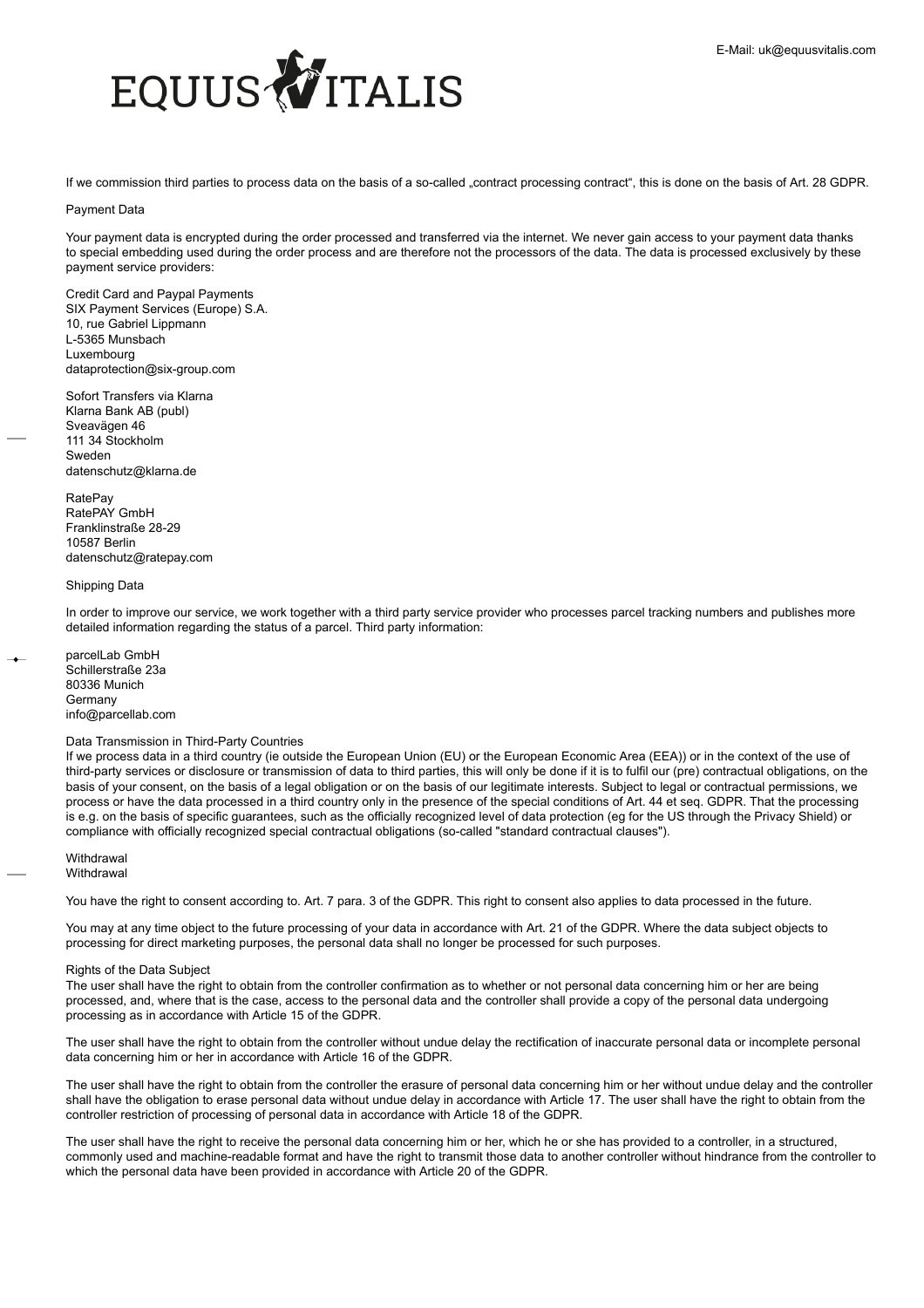If we commission third parties to process data on the basis of a so-called „contract processing contract", this is done on the basis of Art. 28 GDPR.

Payment Data

Your payment data is encrypted during the order processed and transferred via the internet. We never gain access to your payment data thanks to special embedding used during the order process and are therefore not the processors of the data. The data is processed exclusively by these payment service providers:

Credit Card and Paypal Payments
SIX Payment Services (Europe) S.A.
10, rue Gabriel Lippmann
L-5365 Munsbach
Luxembourg
dataprotection@six-group.com

Sofort Transfers via Klarna
Klarna Bank AB (publ)
Sveavägen 46
111 34 Stockholm
Sweden
datenschutz@klarna.de

RatePay
RatePAY GmbH
Franklinstraße 28-29
10587 Berlin
datenschutz@ratepay.com

Shipping Data

In order to improve our service, we work together with a third party service provider who processes parcel tracking numbers and publishes more detailed information regarding the status of a parcel. Third party information:

parcelLab GmbH
Schillerstraße 23a
80336 Munich
Germany
info@parcellab.com

Data Transmission in Third-Party Countries
If we process data in a third country (ie outside the European Union (EU) or the European Economic Area (EEA)) or in the context of the use of third-party services or disclosure or transmission of data to third parties, this will only be done if it is to fulfil our (pre) contractual obligations, on the basis of your consent, on the basis of a legal obligation or on the basis of our legitimate interests. Subject to legal or contractual permissions, we process or have the data processed in a third country only in the presence of the special conditions of Art. 44 et seq. GDPR. That the processing is e.g. on the basis of specific guarantees, such as the officially recognized level of data protection (eg for the US through the Privacy Shield) or compliance with officially recognized special contractual obligations (so-called "standard contractual clauses").

Withdrawal
Withdrawal

You have the right to consent according to. Art. 7 para. 3 of the GDPR. This right to consent also applies to data processed in the future.

You may at any time object to the future processing of your data in accordance with Art. 21 of the GDPR. Where the data subject objects to processing for direct marketing purposes, the personal data shall no longer be processed for such purposes.

Rights of the Data Subject
The user shall have the right to obtain from the controller confirmation as to whether or not personal data concerning him or her are being processed, and, where that is the case, access to the personal data and the controller shall provide a copy of the personal data undergoing processing as in accordance with Article 15 of the GDPR.

The user shall have the right to obtain from the controller without undue delay the rectification of inaccurate personal data or incomplete personal data concerning him or her in accordance with Article 16 of the GDPR.

The user shall have the right to obtain from the controller the erasure of personal data concerning him or her without undue delay and the controller shall have the obligation to erase personal data without undue delay in accordance with Article 17. The user shall have the right to obtain from the controller restriction of processing of personal data in accordance with Article 18 of the GDPR.

The user shall have the right to receive the personal data concerning him or her, which he or she has provided to a controller, in a structured, commonly used and machine-readable format and have the right to transmit those data to another controller without hindrance from the controller to which the personal data have been provided in accordance with Article 20 of the GDPR.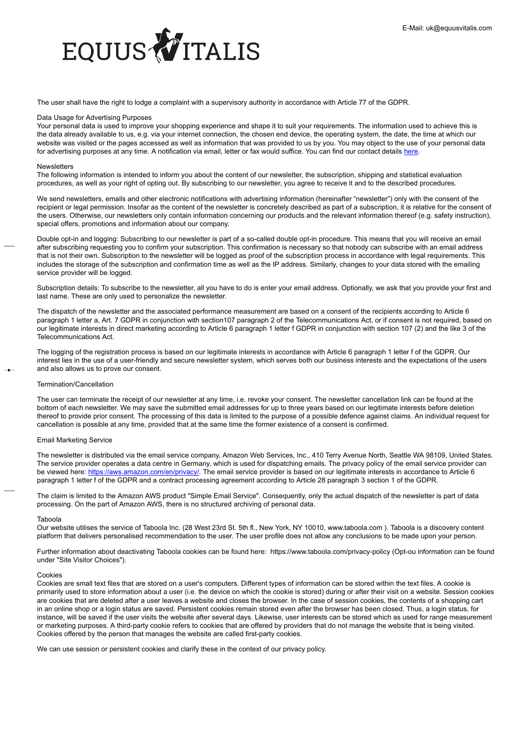The user shall have the right to lodge a complaint with a supervisory authority in accordance with Article 77 of the GDPR.

### Data Usage for Advertising Purposes

Your personal data is used to improve your shopping experience and shape it to suit your requirements. The information used to achieve this is the data already available to us, e.g. via your internet connection, the chosen end device, the operating system, the date, the time at which our website was visited or the pages accessed as well as information that was provided to us by you. You may object to the use of your personal data for advertising purposes at any time. A notification via email, letter or fax would suffice. You can find our contact details [here](here).

### Newsletters

The following information is intended to inform you about the content of our newsletter, the subscription, shipping and statistical evaluation procedures, as well as your right of opting out. By subscribing to our newsletter, you agree to receive it and to the described procedures.

We send newsletters, emails and other electronic notifications with advertising information (hereinafter "newsletter") only with the consent of the recipient or legal permission. Insofar as the content of the newsletter is concretely described as part of a subscription, it is relative for the consent of the users. Otherwise, our newsletters only contain information concerning our products and the relevant information thereof (e.g. safety instruction), special offers, promotions and information about our company.

Double opt-in and logging: Subscribing to our newsletter is part of a so-called double opt-in procedure. This means that you will receive an email after subscribing requesting you to confirm your subscription. This confirmation is necessary so that nobody can subscribe with an email address that is not their own. Subscription to the newsletter will be logged as proof of the subscription process in accordance with legal requirements. This includes the storage of the subscription and confirmation time as well as the IP address. Similarly, changes to your data stored with the emailing service provider will be logged.

Subscription details: To subscribe to the newsletter, all you have to do is enter your email address. Optionally, we ask that you provide your first and last name. These are only used to personalize the newsletter.

The dispatch of the newsletter and the associated performance measurement are based on a consent of the recipients according to Article 6 paragraph 1 letter a, Art. 7 GDPR in conjunction with section107 paragraph 2 of the Telecommunications Act, or if consent is not required, based on our legitimate interests in direct marketing according to Article 6 paragraph 1 letter f GDPR in conjunction with section 107 (2) and the like 3 of the Telecommunications Act.

The logging of the registration process is based on our legitimate interests in accordance with Article 6 paragraph 1 letter f of the GDPR. Our interest lies in the use of a user-friendly and secure newsletter system, which serves both our business interests and the expectations of the users and also allows us to prove our consent.

### Termination/Cancellation

The user can terminate the receipt of our newsletter at any time, i.e. revoke your consent. The newsletter cancellation link can be found at the bottom of each newsletter. We may save the submitted email addresses for up to three years based on our legitimate interests before deletion thereof to provide prior consent. The processing of this data is limited to the purpose of a possible defence against claims. An individual request for cancellation is possible at any time, provided that at the same time the former existence of a consent is confirmed.

### Email Marketing Service

The newsletter is distributed via the email service company, Amazon Web Services, Inc., 410 Terry Avenue North, Seattle WA 98109, United States. The service provider operates a data centre in Germany, which is used for dispatching emails. The privacy policy of the email service provider can be viewed here: [https://aws.amazon.com/en/privacy/](https://aws.amazon.com/en/privacy/). The email service provider is based on our legitimate interests in accordance to Article 6 paragraph 1 letter f of the GDPR and a contract processing agreement according to Article 28 paragraph 3 section 1 of the GDPR.

The claim is limited to the Amazon AWS product "Simple Email Service". Consequently, only the actual dispatch of the newsletter is part of data processing. On the part of Amazon AWS, there is no structured archiving of personal data.

### Taboola

Our website utilises the service of Taboola Inc. (28 West 23rd St. 5th fl., New York, NY 10010, www.taboola.com ). Taboola is a discovery content platform that delivers personalised recommendation to the user. The user profile does not allow any conclusions to be made upon your person.

Further information about deactivating Taboola cookies can be found here: https://www.taboola.com/privacy-policy (Opt-ou information can be found under "Site Visitor Choices").

### Cookies

Cookies are small text files that are stored on a user's computers. Different types of information can be stored within the text files. A cookie is primarily used to store information about a user (i.e. the device on which the cookie is stored) during or after their visit on a website. Session cookies are cookies that are deleted after a user leaves a website and closes the browser. In the case of session cookies, the contents of a shopping cart in an online shop or a login status are saved. Persistent cookies remain stored even after the browser has been closed. Thus, a login status, for instance, will be saved if the user visits the website after several days. Likewise, user interests can be stored which as used for range measurement or marketing purposes. A third-party cookie refers to cookies that are offered by providers that do not manage the website that is being visited. Cookies offered by the person that manages the website are called first-party cookies.

We can use session or persistent cookies and clarify these in the context of our privacy policy.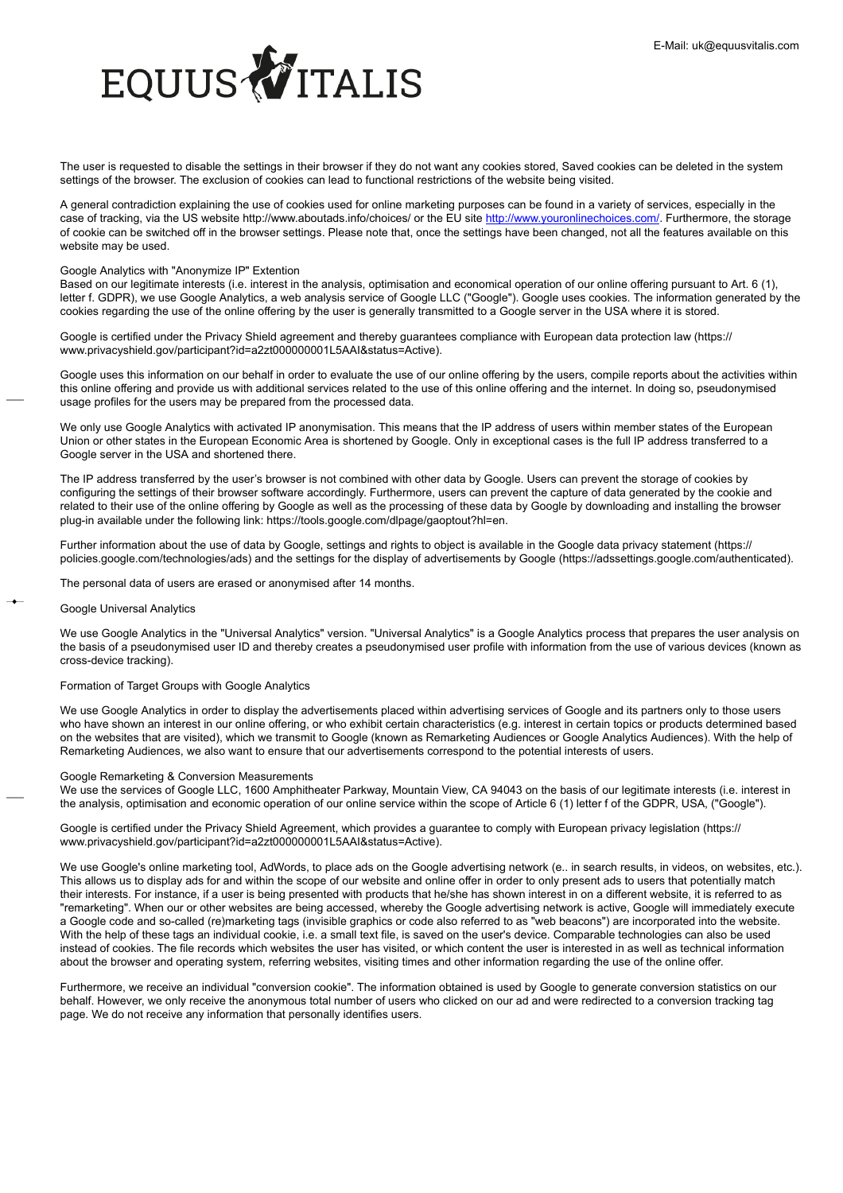The user is requested to disable the settings in their browser if they do not want any cookies stored, Saved cookies can be deleted in the system settings of the browser. The exclusion of cookies can lead to functional restrictions of the website being visited.

A general contradiction explaining the use of cookies used for online marketing purposes can be found in a variety of services, especially in the case of tracking, via the US website http://www.aboutads.info/choices/ or the EU site [http://www.youronlinechoices.com/](http://www.youronlinechoices.com/). Furthermore, the storage of cookie can be switched off in the browser settings. Please note that, once the settings have been changed, not all the features available on this website may be used.

Google Analytics with "Anonymize IP" Extention
Based on our legitimate interests (i.e. interest in the analysis, optimisation and economical operation of our online offering pursuant to Art. 6 (1), letter f. GDPR), we use Google Analytics, a web analysis service of Google LLC ("Google"). Google uses cookies. The information generated by the cookies regarding the use of the online offering by the user is generally transmitted to a Google server in the USA where it is stored.

Google is certified under the Privacy Shield agreement and thereby guarantees compliance with European data protection law (https://www.privacyshield.gov/participant?id=a2zt000000001L5AAI&status=Active).

Google uses this information on our behalf in order to evaluate the use of our online offering by the users, compile reports about the activities within this online offering and provide us with additional services related to the use of this online offering and the internet. In doing so, pseudonymised usage profiles for the users may be prepared from the processed data.

We only use Google Analytics with activated IP anonymisation. This means that the IP address of users within member states of the European Union or other states in the European Economic Area is shortened by Google. Only in exceptional cases is the full IP address transferred to a Google server in the USA and shortened there.

The IP address transferred by the user's browser is not combined with other data by Google. Users can prevent the storage of cookies by configuring the settings of their browser software accordingly. Furthermore, users can prevent the capture of data generated by the cookie and related to their use of the online offering by Google as well as the processing of these data by Google by downloading and installing the browser plug-in available under the following link: https://tools.google.com/dlpage/gaoptout?hl=en.

Further information about the use of data by Google, settings and rights to object is available in the Google data privacy statement (https://policies.google.com/technologies/ads) and the settings for the display of advertisements by Google (https://adssettings.google.com/authenticated).

The personal data of users are erased or anonymised after 14 months.

Google Universal Analytics

We use Google Analytics in the "Universal Analytics" version. "Universal Analytics" is a Google Analytics process that prepares the user analysis on the basis of a pseudonymised user ID and thereby creates a pseudonymised user profile with information from the use of various devices (known as cross-device tracking).

Formation of Target Groups with Google Analytics

We use Google Analytics in order to display the advertisements placed within advertising services of Google and its partners only to those users who have shown an interest in our online offering, or who exhibit certain characteristics (e.g. interest in certain topics or products determined based on the websites that are visited), which we transmit to Google (known as Remarketing Audiences or Google Analytics Audiences). With the help of Remarketing Audiences, we also want to ensure that our advertisements correspond to the potential interests of users.

Google Remarketing & Conversion Measurements
We use the services of Google LLC, 1600 Amphitheater Parkway, Mountain View, CA 94043 on the basis of our legitimate interests (i.e. interest in the analysis, optimisation and economic operation of our online service within the scope of Article 6 (1) letter f of the GDPR, USA, ("Google").

Google is certified under the Privacy Shield Agreement, which provides a guarantee to comply with European privacy legislation (https://www.privacyshield.gov/participant?id=a2zt000000001L5AAI&status=Active).

We use Google's online marketing tool, AdWords, to place ads on the Google advertising network (e.. in search results, in videos, on websites, etc.). This allows us to display ads for and within the scope of our website and online offer in order to only present ads to users that potentially match their interests. For instance, if a user is being presented with products that he/she has shown interest in on a different website, it is referred to as "remarketing". When our or other websites are being accessed, whereby the Google advertising network is active, Google will immediately execute a Google code and so-called (re)marketing tags (invisible graphics or code also referred to as "web beacons") are incorporated into the website. With the help of these tags an individual cookie, i.e. a small text file, is saved on the user's device. Comparable technologies can also be used instead of cookies. The file records which websites the user has visited, or which content the user is interested in as well as technical information about the browser and operating system, referring websites, visiting times and other information regarding the use of the online offer.

Furthermore, we receive an individual "conversion cookie". The information obtained is used by Google to generate conversion statistics on our behalf. However, we only receive the anonymous total number of users who clicked on our ad and were redirected to a conversion tracking tag page. We do not receive any information that personally identifies users.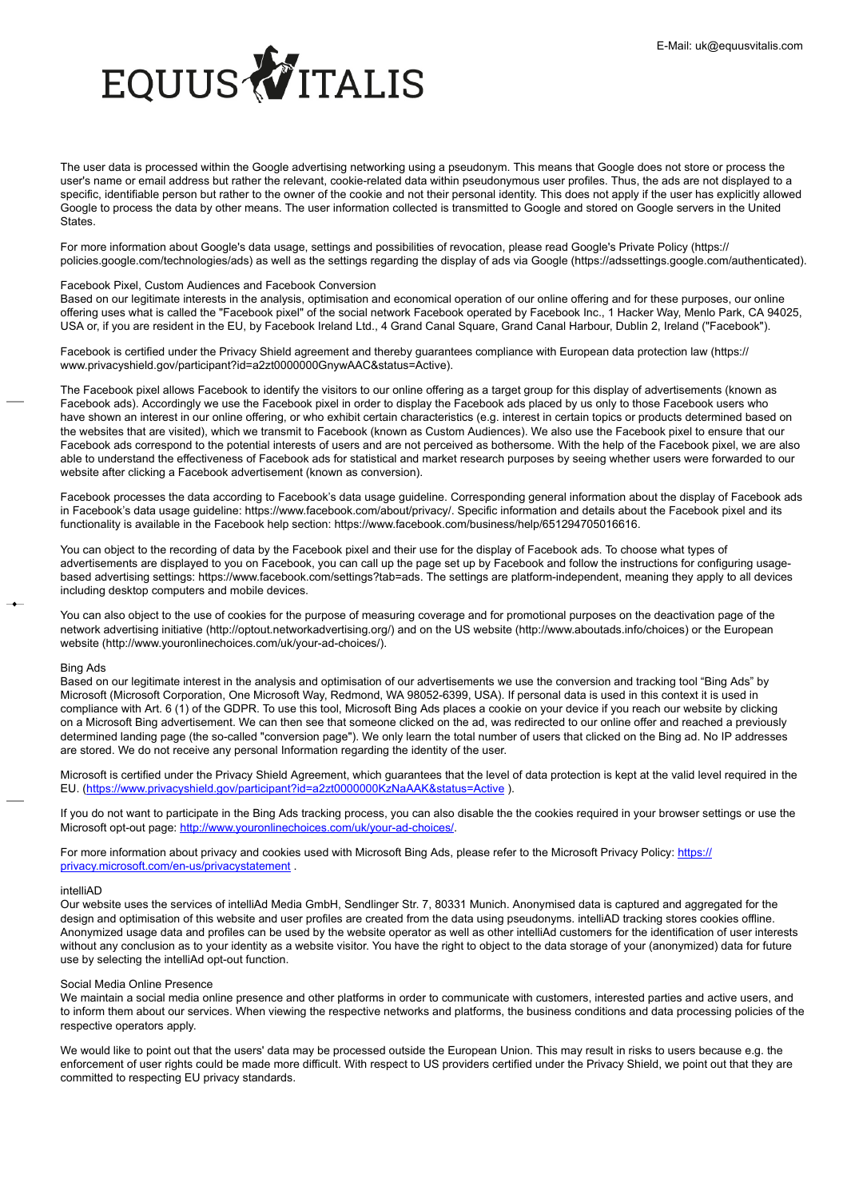The user data is processed within the Google advertising networking using a pseudonym. This means that Google does not store or process the user's name or email address but rather the relevant, cookie-related data within pseudonymous user profiles. Thus, the ads are not displayed to a specific, identifiable person but rather to the owner of the cookie and not their personal identity. This does not apply if the user has explicitly allowed Google to process the data by other means. The user information collected is transmitted to Google and stored on Google servers in the United States.

For more information about Google's data usage, settings and possibilities of revocation, please read Google's Private Policy (https://policies.google.com/technologies/ads) as well as the settings regarding the display of ads via Google (https://adssettings.google.com/authenticated).

### Facebook Pixel, Custom Audiences and Facebook Conversion

Based on our legitimate interests in the analysis, optimisation and economical operation of our online offering and for these purposes, our online offering uses what is called the "Facebook pixel" of the social network Facebook operated by Facebook Inc., 1 Hacker Way, Menlo Park, CA 94025, USA or, if you are resident in the EU, by Facebook Ireland Ltd., 4 Grand Canal Square, Grand Canal Harbour, Dublin 2, Ireland ("Facebook").

Facebook is certified under the Privacy Shield agreement and thereby guarantees compliance with European data protection law (https://www.privacyshield.gov/participant?id=a2zt0000000GnywAAC&status=Active).

The Facebook pixel allows Facebook to identify the visitors to our online offering as a target group for this display of advertisements (known as Facebook ads). Accordingly we use the Facebook pixel in order to display the Facebook ads placed by us only to those Facebook users who have shown an interest in our online offering, or who exhibit certain characteristics (e.g. interest in certain topics or products determined based on the websites that are visited), which we transmit to Facebook (known as Custom Audiences). We also use the Facebook pixel to ensure that our Facebook ads correspond to the potential interests of users and are not perceived as bothersome. With the help of the Facebook pixel, we are also able to understand the effectiveness of Facebook ads for statistical and market research purposes by seeing whether users were forwarded to our website after clicking a Facebook advertisement (known as conversion).

Facebook processes the data according to Facebook's data usage guideline. Corresponding general information about the display of Facebook ads in Facebook's data usage guideline: https://www.facebook.com/about/privacy/. Specific information and details about the Facebook pixel and its functionality is available in the Facebook help section: https://www.facebook.com/business/help/651294705016616.

You can object to the recording of data by the Facebook pixel and their use for the display of Facebook ads. To choose what types of advertisements are displayed to you on Facebook, you can call up the page set up by Facebook and follow the instructions for configuring usage-based advertising settings: https://www.facebook.com/settings?tab=ads. The settings are platform-independent, meaning they apply to all devices including desktop computers and mobile devices.

You can also object to the use of cookies for the purpose of measuring coverage and for promotional purposes on the deactivation page of the network advertising initiative (http://optout.networkadvertising.org/) and on the US website (http://www.aboutads.info/choices) or the European website (http://www.youronlinechoices.com/uk/your-ad-choices/).

### Bing Ads

Based on our legitimate interest in the analysis and optimisation of our advertisements we use the conversion and tracking tool "Bing Ads" by Microsoft (Microsoft Corporation, One Microsoft Way, Redmond, WA 98052-6399, USA). If personal data is used in this context it is used in compliance with Art. 6 (1) of the GDPR. To use this tool, Microsoft Bing Ads places a cookie on your device if you reach our website by clicking on a Microsoft Bing advertisement. We can then see that someone clicked on the ad, was redirected to our online offer and reached a previously determined landing page (the so-called "conversion page"). We only learn the total number of users that clicked on the Bing ad. No IP addresses are stored. We do not receive any personal Information regarding the identity of the user.

Microsoft is certified under the Privacy Shield Agreement, which guarantees that the level of data protection is kept at the valid level required in the EU. (https://www.privacyshield.gov/participant?id=a2zt0000000KzNaAAK&status=Active ).

If you do not want to participate in the Bing Ads tracking process, you can also disable the the cookies required in your browser settings or use the Microsoft opt-out page: http://www.youronlinechoices.com/uk/your-ad-choices/.

For more information about privacy and cookies used with Microsoft Bing Ads, please refer to the Microsoft Privacy Policy: https://privacy.microsoft.com/en-us/privacystatement .

### intelliAD

Our website uses the services of intelliAd Media GmbH, Sendlinger Str. 7, 80331 Munich. Anonymised data is captured and aggregated for the design and optimisation of this website and user profiles are created from the data using pseudonyms. intelliAD tracking stores cookies offline. Anonymized usage data and profiles can be used by the website operator as well as other intelliAd customers for the identification of user interests without any conclusion as to your identity as a website visitor. You have the right to object to the data storage of your (anonymized) data for future use by selecting the intelliAd opt-out function.

### Social Media Online Presence

We maintain a social media online presence and other platforms in order to communicate with customers, interested parties and active users, and to inform them about our services. When viewing the respective networks and platforms, the business conditions and data processing policies of the respective operators apply.

We would like to point out that the users' data may be processed outside the European Union. This may result in risks to users because e.g. the enforcement of user rights could be made more difficult. With respect to US providers certified under the Privacy Shield, we point out that they are committed to respecting EU privacy standards.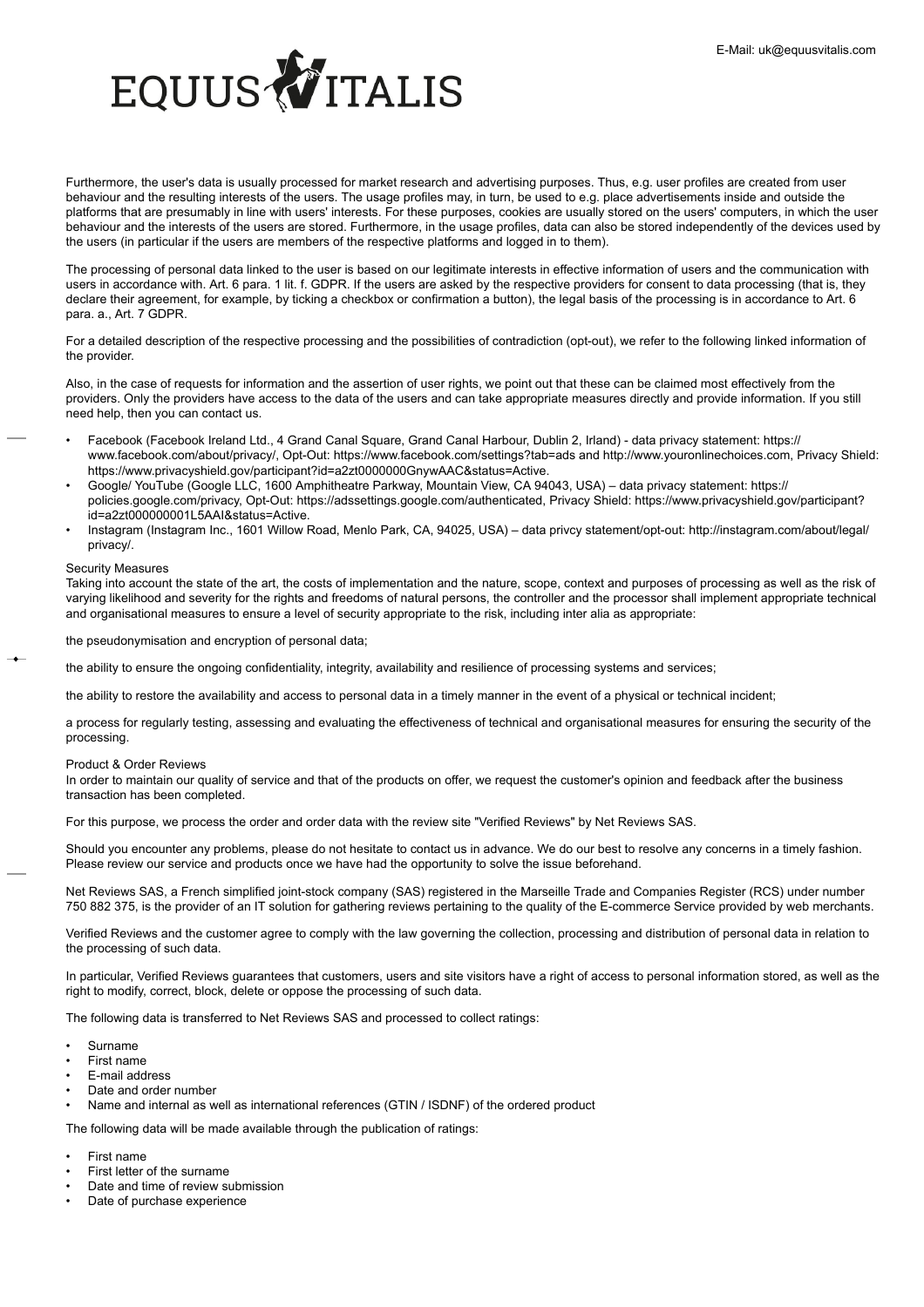Furthermore, the user's data is usually processed for market research and advertising purposes. Thus, e.g. user profiles are created from user behaviour and the resulting interests of the users. The usage profiles may, in turn, be used to e.g. place advertisements inside and outside the platforms that are presumably in line with users' interests. For these purposes, cookies are usually stored on the users' computers, in which the user behaviour and the interests of the users are stored. Furthermore, in the usage profiles, data can also be stored independently of the devices used by the users (in particular if the users are members of the respective platforms and logged in to them).

The processing of personal data linked to the user is based on our legitimate interests in effective information of users and the communication with users in accordance with. Art. 6 para. 1 lit. f. GDPR. If the users are asked by the respective providers for consent to data processing (that is, they declare their agreement, for example, by ticking a checkbox or confirmation a button), the legal basis of the processing is in accordance to Art. 6 para. a., Art. 7 GDPR.

For a detailed description of the respective processing and the possibilities of contradiction (opt-out), we refer to the following linked information of the provider.

Also, in the case of requests for information and the assertion of user rights, we point out that these can be claimed most effectively from the providers. Only the providers have access to the data of the users and can take appropriate measures directly and provide information. If you still need help, then you can contact us.

- Facebook (Facebook Ireland Ltd., 4 Grand Canal Square, Grand Canal Harbour, Dublin 2, Irland) - data privacy statement: https://www.facebook.com/about/privacy/, Opt-Out: https://www.facebook.com/settings?tab=ads and http://www.youronlinechoices.com, Privacy Shield: https://www.privacyshield.gov/participant?id=a2zt0000000GnywAAC&status=Active.
- Google/ YouTube (Google LLC, 1600 Amphitheatre Parkway, Mountain View, CA 94043, USA) – data privacy statement: https://policies.google.com/privacy, Opt-Out: https://adssettings.google.com/authenticated, Privacy Shield: https://www.privacyshield.gov/participant?id=a2zt000000001L5AAI&status=Active.
- Instagram (Instagram Inc., 1601 Willow Road, Menlo Park, CA, 94025, USA) – data privcy statement/opt-out: http://instagram.com/about/legal/privacy/.

Security Measures
Taking into account the state of the art, the costs of implementation and the nature, scope, context and purposes of processing as well as the risk of varying likelihood and severity for the rights and freedoms of natural persons, the controller and the processor shall implement appropriate technical and organisational measures to ensure a level of security appropriate to the risk, including inter alia as appropriate:

the pseudonymisation and encryption of personal data;

the ability to ensure the ongoing confidentiality, integrity, availability and resilience of processing systems and services;

the ability to restore the availability and access to personal data in a timely manner in the event of a physical or technical incident;

a process for regularly testing, assessing and evaluating the effectiveness of technical and organisational measures for ensuring the security of the processing.

Product & Order Reviews
In order to maintain our quality of service and that of the products on offer, we request the customer's opinion and feedback after the business transaction has been completed.

For this purpose, we process the order and order data with the review site "Verified Reviews" by Net Reviews SAS.

Should you encounter any problems, please do not hesitate to contact us in advance. We do our best to resolve any concerns in a timely fashion. Please review our service and products once we have had the opportunity to solve the issue beforehand.

Net Reviews SAS, a French simplified joint-stock company (SAS) registered in the Marseille Trade and Companies Register (RCS) under number 750 882 375, is the provider of an IT solution for gathering reviews pertaining to the quality of the E-commerce Service provided by web merchants.

Verified Reviews and the customer agree to comply with the law governing the collection, processing and distribution of personal data in relation to the processing of such data.

In particular, Verified Reviews guarantees that customers, users and site visitors have a right of access to personal information stored, as well as the right to modify, correct, block, delete or oppose the processing of such data.

The following data is transferred to Net Reviews SAS and processed to collect ratings:

- Surname
- First name
- E-mail address
- Date and order number
- Name and internal as well as international references (GTIN / ISDNF) of the ordered product

The following data will be made available through the publication of ratings:

- First name
- First letter of the surname
- Date and time of review submission
- Date of purchase experience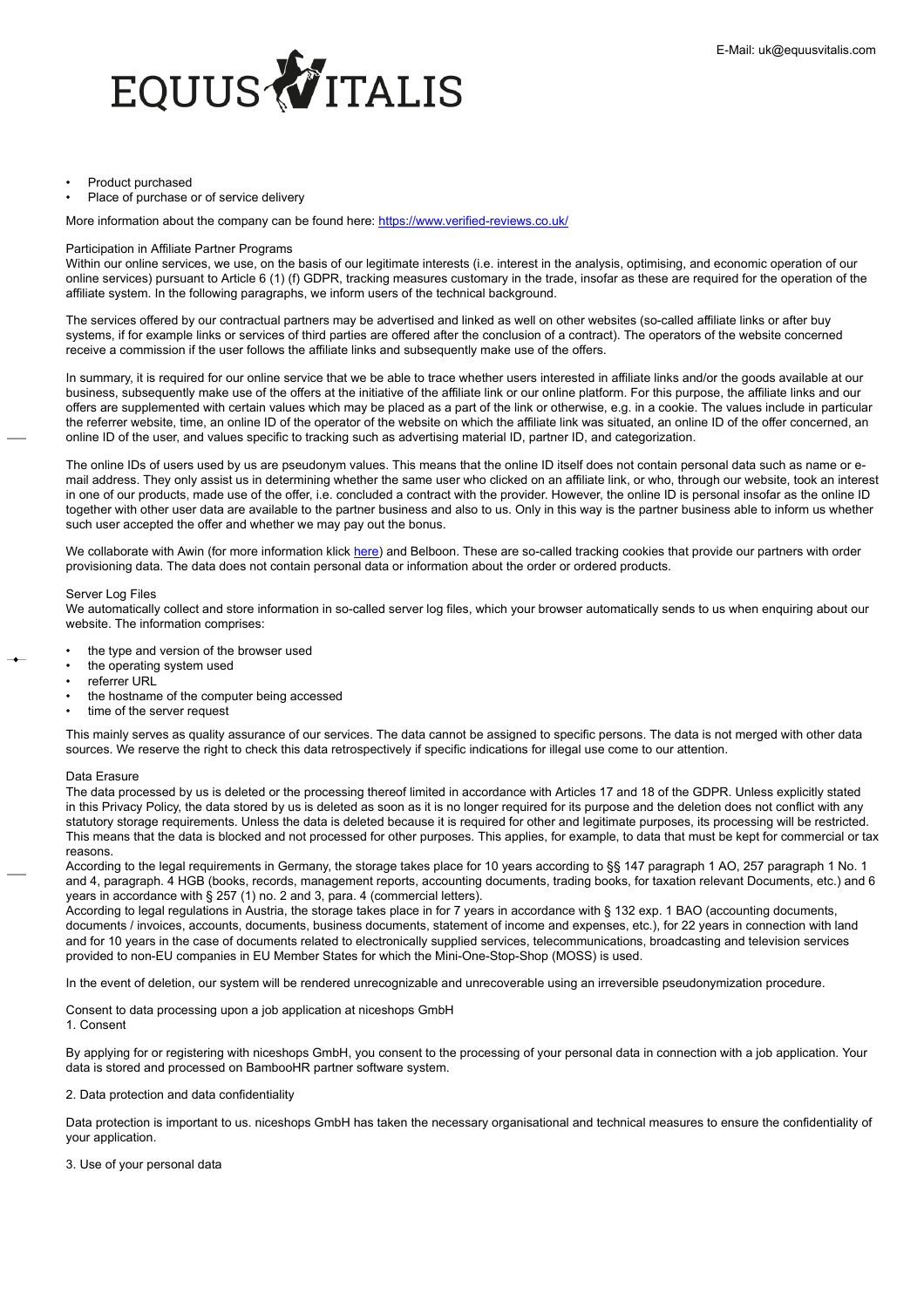- Product purchased
- Place of purchase or of service delivery

More information about the company can be found here: https://www.verified-reviews.co.uk/

Participation in Affiliate Partner Programs
Within our online services, we use, on the basis of our legitimate interests (i.e. interest in the analysis, optimising, and economic operation of our online services) pursuant to Article 6 (1) (f) GDPR, tracking measures customary in the trade, insofar as these are required for the operation of the affiliate system. In the following paragraphs, we inform users of the technical background.

The services offered by our contractual partners may be advertised and linked as well on other websites (so-called affiliate links or after buy systems, if for example links or services of third parties are offered after the conclusion of a contract). The operators of the website concerned receive a commission if the user follows the affiliate links and subsequently make use of the offers.

In summary, it is required for our online service that we be able to trace whether users interested in affiliate links and/or the goods available at our business, subsequently make use of the offers at the initiative of the affiliate link or our online platform. For this purpose, the affiliate links and our offers are supplemented with certain values which may be placed as a part of the link or otherwise, e.g. in a cookie. The values include in particular the referrer website, time, an online ID of the operator of the website on which the affiliate link was situated, an online ID of the offer concerned, an online ID of the user, and values specific to tracking such as advertising material ID, partner ID, and categorization.

The online IDs of users used by us are pseudonym values. This means that the online ID itself does not contain personal data such as name or e-mail address. They only assist us in determining whether the same user who clicked on an affiliate link, or who, through our website, took an interest in one of our products, made use of the offer, i.e. concluded a contract with the provider. However, the online ID is personal insofar as the online ID together with other user data are available to the partner business and also to us. Only in this way is the partner business able to inform us whether such user accepted the offer and whether we may pay out the bonus.

We collaborate with Awin (for more information klick [here](here)) and Belboon. These are so-called tracking cookies that provide our partners with order provisioning data. The data does not contain personal data or information about the order or ordered products.

Server Log Files
We automatically collect and store information in so-called server log files, which your browser automatically sends to us when enquiring about our website. The information comprises:

- the type and version of the browser used
- the operating system used
- referrer URL
- the hostname of the computer being accessed
- time of the server request

This mainly serves as quality assurance of our services. The data cannot be assigned to specific persons. The data is not merged with other data sources. We reserve the right to check this data retrospectively if specific indications for illegal use come to our attention.

Data Erasure
The data processed by us is deleted or the processing thereof limited in accordance with Articles 17 and 18 of the GDPR. Unless explicitly stated in this Privacy Policy, the data stored by us is deleted as soon as it is no longer required for its purpose and the deletion does not conflict with any statutory storage requirements. Unless the data is deleted because it is required for other and legitimate purposes, its processing will be restricted. This means that the data is blocked and not processed for other purposes. This applies, for example, to data that must be kept for commercial or tax reasons.
According to the legal requirements in Germany, the storage takes place for 10 years according to §§ 147 paragraph 1 AO, 257 paragraph 1 No. 1 and 4, paragraph. 4 HGB (books, records, management reports, accounting documents, trading books, for taxation relevant Documents, etc.) and 6 years in accordance with § 257 (1) no. 2 and 3, para. 4 (commercial letters).
According to legal regulations in Austria, the storage takes place in for 7 years in accordance with § 132 exp. 1 BAO (accounting documents, documents / invoices, accounts, documents, business documents, statement of income and expenses, etc.), for 22 years in connection with land and for 10 years in the case of documents related to electronically supplied services, telecommunications, broadcasting and television services provided to non-EU companies in EU Member States for which the Mini-One-Stop-Shop (MOSS) is used.

In the event of deletion, our system will be rendered unrecognizable and unrecoverable using an irreversible pseudonymization procedure.

Consent to data processing upon a job application at niceshops GmbH
1. Consent

By applying for or registering with niceshops GmbH, you consent to the processing of your personal data in connection with a job application. Your data is stored and processed on BambooHR partner software system.

2. Data protection and data confidentiality

Data protection is important to us. niceshops GmbH has taken the necessary organisational and technical measures to ensure the confidentiality of your application.

3. Use of your personal data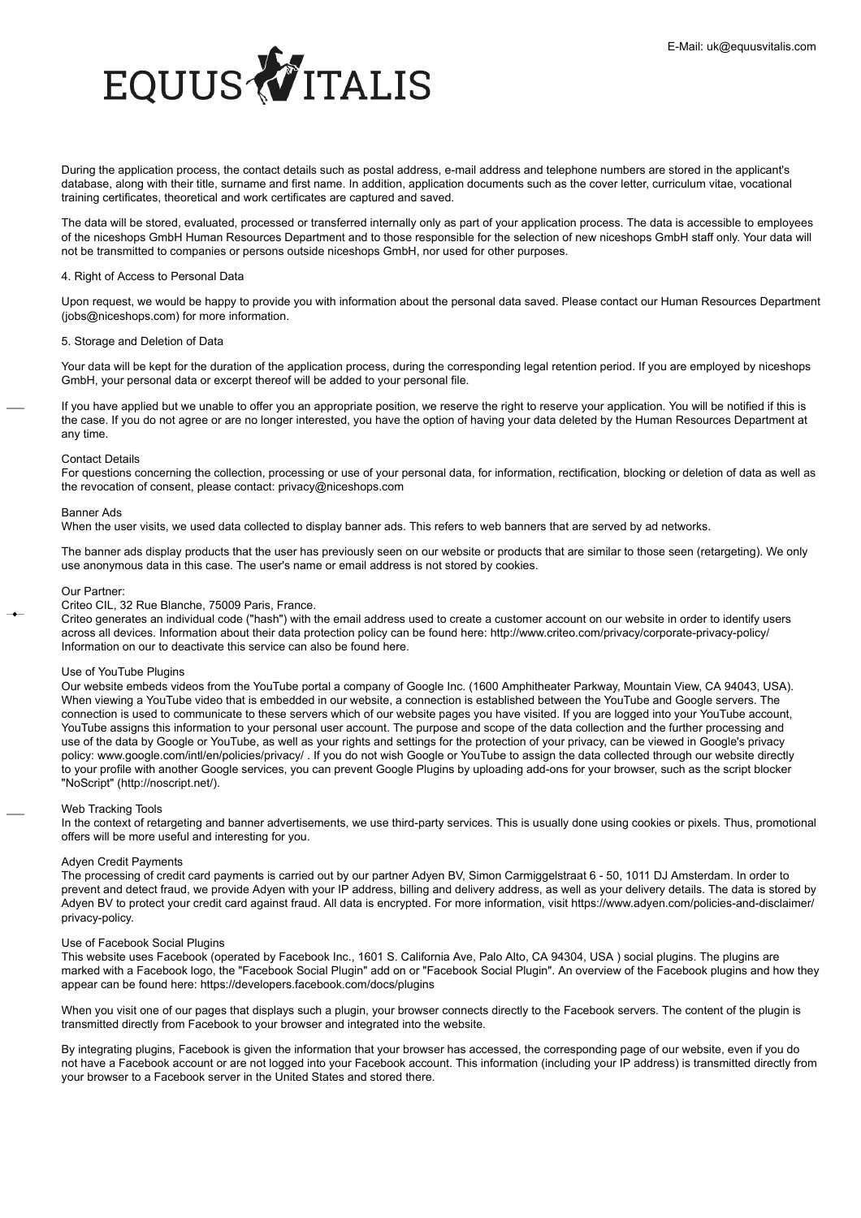During the application process, the contact details such as postal address, e-mail address and telephone numbers are stored in the applicant's database, along with their title, surname and first name. In addition, application documents such as the cover letter, curriculum vitae, vocational training certificates, theoretical and work certificates are captured and saved.

The data will be stored, evaluated, processed or transferred internally only as part of your application process. The data is accessible to employees of the niceshops GmbH Human Resources Department and to those responsible for the selection of new niceshops GmbH staff only. Your data will not be transmitted to companies or persons outside niceshops GmbH, nor used for other purposes.

4. Right of Access to Personal Data

Upon request, we would be happy to provide you with information about the personal data saved. Please contact our Human Resources Department (jobs@niceshops.com) for more information.

5. Storage and Deletion of Data

Your data will be kept for the duration of the application process, during the corresponding legal retention period. If you are employed by niceshops GmbH, your personal data or excerpt thereof will be added to your personal file.

If you have applied but we unable to offer you an appropriate position, we reserve the right to reserve your application. You will be notified if this is the case. If you do not agree or are no longer interested, you have the option of having your data deleted by the Human Resources Department at any time.

Contact Details
For questions concerning the collection, processing or use of your personal data, for information, rectification, blocking or deletion of data as well as the revocation of consent, please contact: privacy@niceshops.com

Banner Ads
When the user visits, we used data collected to display banner ads. This refers to web banners that are served by ad networks.

The banner ads display products that the user has previously seen on our website or products that are similar to those seen (retargeting). We only use anonymous data in this case. The user's name or email address is not stored by cookies.

Our Partner:
Criteo CIL, 32 Rue Blanche, 75009 Paris, France.
Criteo generates an individual code ("hash") with the email address used to create a customer account on our website in order to identify users across all devices. Information about their data protection policy can be found here: http://www.criteo.com/privacy/corporate-privacy-policy/
Information on our to deactivate this service can also be found here.

Use of YouTube Plugins
Our website embeds videos from the YouTube portal a company of Google Inc. (1600 Amphitheater Parkway, Mountain View, CA 94043, USA). When viewing a YouTube video that is embedded in our website, a connection is established between the YouTube and Google servers. The connection is used to communicate to these servers which of our website pages you have visited. If you are logged into your YouTube account, YouTube assigns this information to your personal user account. The purpose and scope of the data collection and the further processing and use of the data by Google or YouTube, as well as your rights and settings for the protection of your privacy, can be viewed in Google's privacy policy: www.google.com/intl/en/policies/privacy/ . If you do not wish Google or YouTube to assign the data collected through our website directly to your profile with another Google services, you can prevent Google Plugins by uploading add-ons for your browser, such as the script blocker "NoScript" (http://noscript.net/).

Web Tracking Tools
In the context of retargeting and banner advertisements, we use third-party services. This is usually done using cookies or pixels. Thus, promotional offers will be more useful and interesting for you.

Adyen Credit Payments
The processing of credit card payments is carried out by our partner Adyen BV, Simon Carmiggelstraat 6 - 50, 1011 DJ Amsterdam. In order to prevent and detect fraud, we provide Adyen with your IP address, billing and delivery address, as well as your delivery details. The data is stored by Adyen BV to protect your credit card against fraud. All data is encrypted. For more information, visit https://www.adyen.com/policies-and-disclaimer/privacy-policy.

Use of Facebook Social Plugins
This website uses Facebook (operated by Facebook Inc., 1601 S. California Ave, Palo Alto, CA 94304, USA ) social plugins. The plugins are marked with a Facebook logo, the "Facebook Social Plugin" add on or "Facebook Social Plugin". An overview of the Facebook plugins and how they appear can be found here: https://developers.facebook.com/docs/plugins

When you visit one of our pages that displays such a plugin, your browser connects directly to the Facebook servers. The content of the plugin is transmitted directly from Facebook to your browser and integrated into the website.

By integrating plugins, Facebook is given the information that your browser has accessed, the corresponding page of our website, even if you do not have a Facebook account or are not logged into your Facebook account. This information (including your IP address) is transmitted directly from your browser to a Facebook server in the United States and stored there.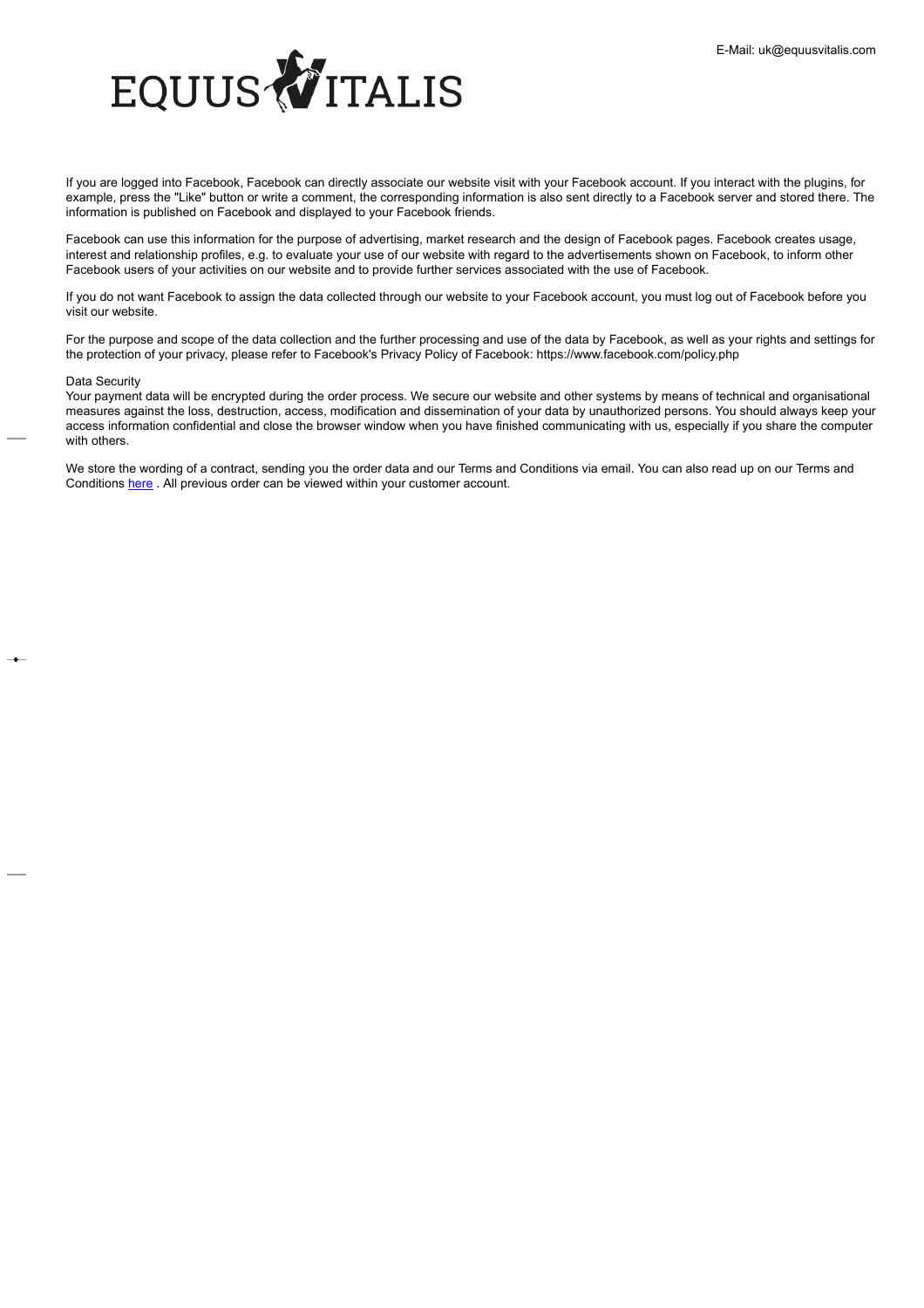If you are logged into Facebook, Facebook can directly associate our website visit with your Facebook account. If you interact with the plugins, for example, press the "Like" button or write a comment, the corresponding information is also sent directly to a Facebook server and stored there. The information is published on Facebook and displayed to your Facebook friends.

Facebook can use this information for the purpose of advertising, market research and the design of Facebook pages. Facebook creates usage, interest and relationship profiles, e.g. to evaluate your use of our website with regard to the advertisements shown on Facebook, to inform other Facebook users of your activities on our website and to provide further services associated with the use of Facebook.

If you do not want Facebook to assign the data collected through our website to your Facebook account, you must log out of Facebook before you visit our website.

For the purpose and scope of the data collection and the further processing and use of the data by Facebook, as well as your rights and settings for the protection of your privacy, please refer to Facebook's Privacy Policy of Facebook: https://www.facebook.com/policy.php

Data Security
Your payment data will be encrypted during the order process. We secure our website and other systems by means of technical and organisational measures against the loss, destruction, access, modification and dissemination of your data by unauthorized persons. You should always keep your access information confidential and close the browser window when you have finished communicating with us, especially if you share the computer with others.

We store the wording of a contract, sending you the order data and our Terms and Conditions via email. You can also read up on our Terms and Conditions here . All previous order can be viewed within your customer account.